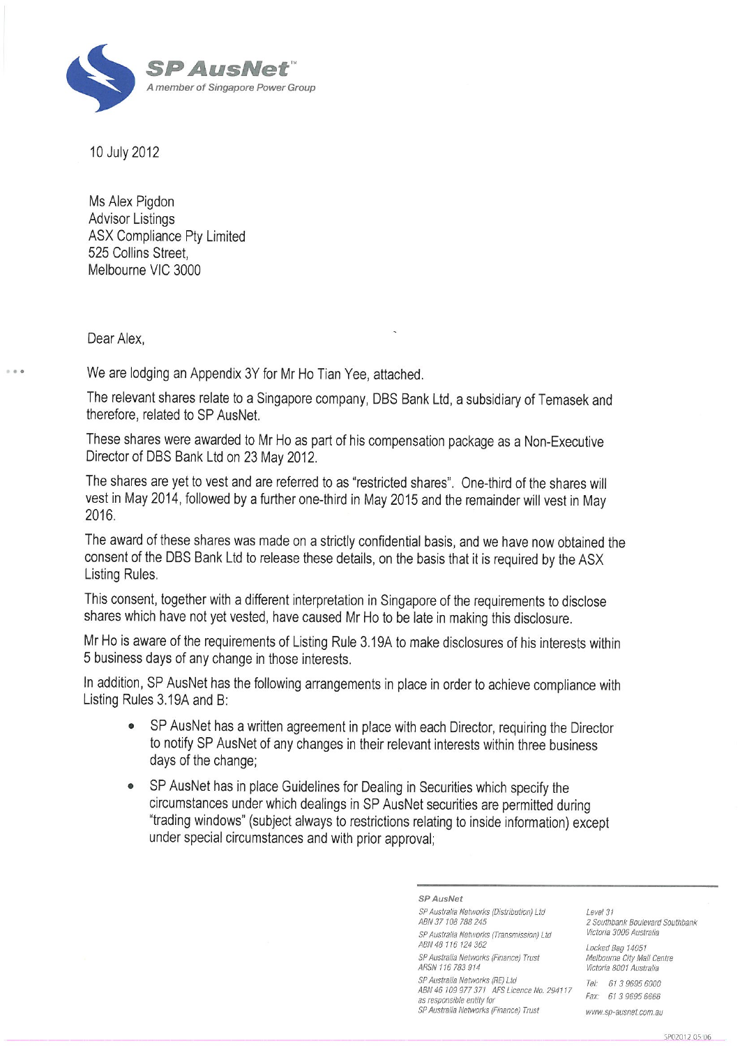SP AusNet™
*A member of Singapore Power Group*

10 July 2012

Ms Alex Pigdon
Advisor Listings
ASX Compliance Pty Limited
525 Collins Street,
Melbourne VIC 3000

Dear Alex,

We are lodging an Appendix 3Y for Mr Ho Tian Yee, attached.

The relevant shares relate to a Singapore company, DBS Bank Ltd, a subsidiary of Temasek and therefore, related to SP AusNet.

These shares were awarded to Mr Ho as part of his compensation package as a Non-Executive Director of DBS Bank Ltd on 23 May 2012.

The shares are yet to vest and are referred to as "restricted shares". One-third of the shares will vest in May 2014, followed by a further one-third in May 2015 and the remainder will vest in May 2016.

The award of these shares was made on a strictly confidential basis, and we have now obtained the consent of the DBS Bank Ltd to release these details, on the basis that it is required by the ASX Listing Rules.

This consent, together with a different interpretation in Singapore of the requirements to disclose shares which have not yet vested, have caused Mr Ho to be late in making this disclosure.

Mr Ho is aware of the requirements of Listing Rule 3.19A to make disclosures of his interests within 5 business days of any change in those interests.

In addition, SP AusNet has the following arrangements in place in order to achieve compliance with Listing Rules 3.19A and B:

- SP AusNet has a written agreement in place with each Director, requiring the Director to notify SP AusNet of any changes in their relevant interests within three business days of the change;
- SP AusNet has in place Guidelines for Dealing in Securities which specify the circumstances under which dealings in SP AusNet securities are permitted during "trading windows" (subject always to restrictions relating to inside information) except under special circumstances and with prior approval;

**SP AusNet**

*SP Australia Networks (Distribution) Ltd*
*ABN 37 108 788 245*
*SP Australia Networks (Transmission) Ltd*
*ABN 48 116 124 362*
*SP Australia Networks (Finance) Trust*
*ARSN 116 783 914*
*SP Australia Networks (RE) Ltd*
*ABN 46 109 977 371 AFS Licence No. 294117*
*as responsible entity for*
*SP Australia Networks (Finance) Trust*

*Level 31*
*2 Southbank Boulevard Southbank*
*Victoria 3006 Australia*

*Locked Bag 14051*
*Melbourne City Mall Centre*
*Victoria 8001 Australia*

*Tel: 61 3 9695 6000*
*Fax: 61 3 9695 6666*

*www.sp-ausnet.com.au*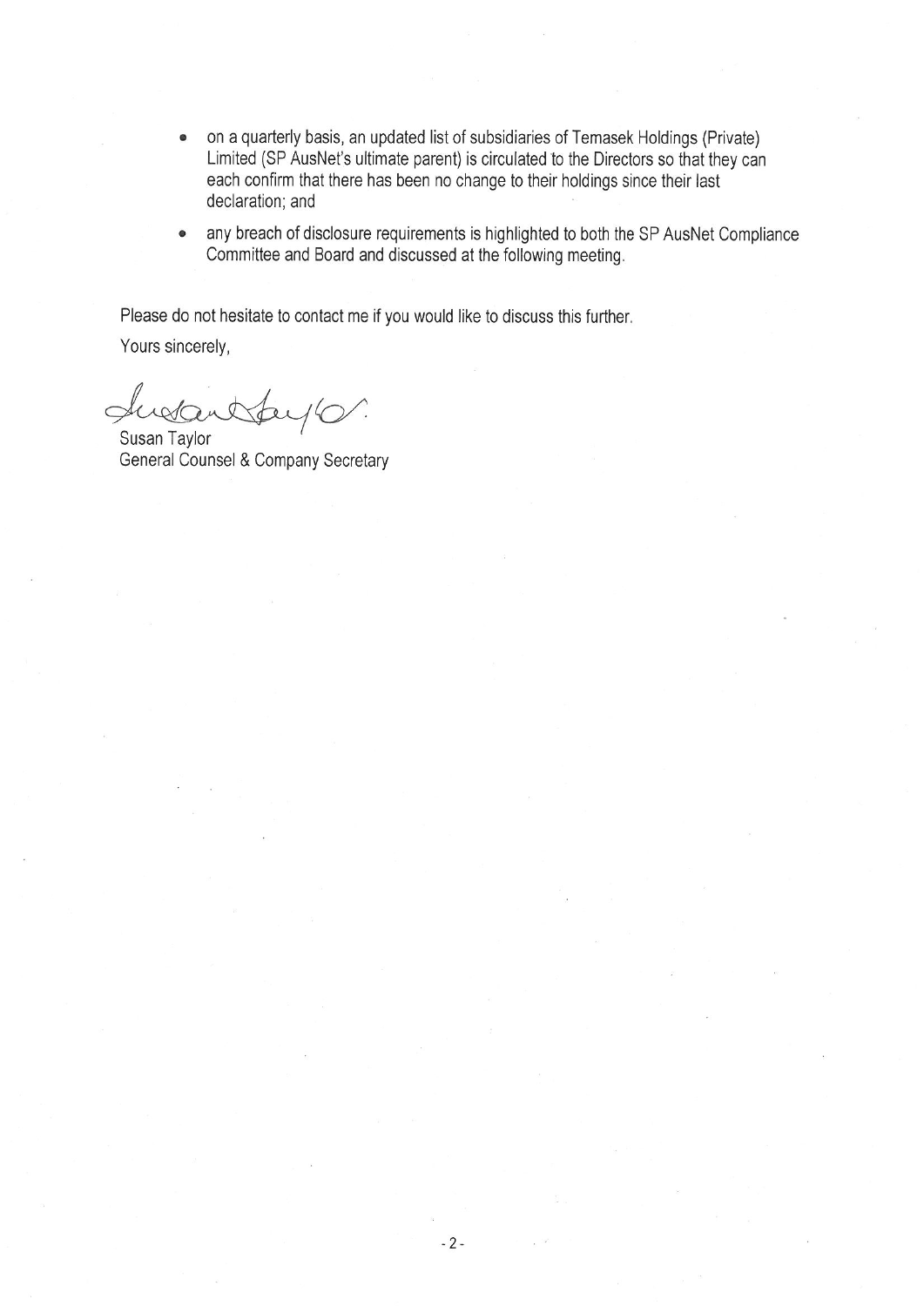- on a quarterly basis, an updated list of subsidiaries of Temasek Holdings (Private) Limited (SP AusNet's ultimate parent) is circulated to the Directors so that they can each confirm that there has been no change to their holdings since their last declaration; and
- any breach of disclosure requirements is highlighted to both the SP AusNet Compliance Committee and Board and discussed at the following meeting.

Please do not hesitate to contact me if you would like to discuss this further.

Yours sincerely,

Susan Taylor
General Counsel & Company Secretary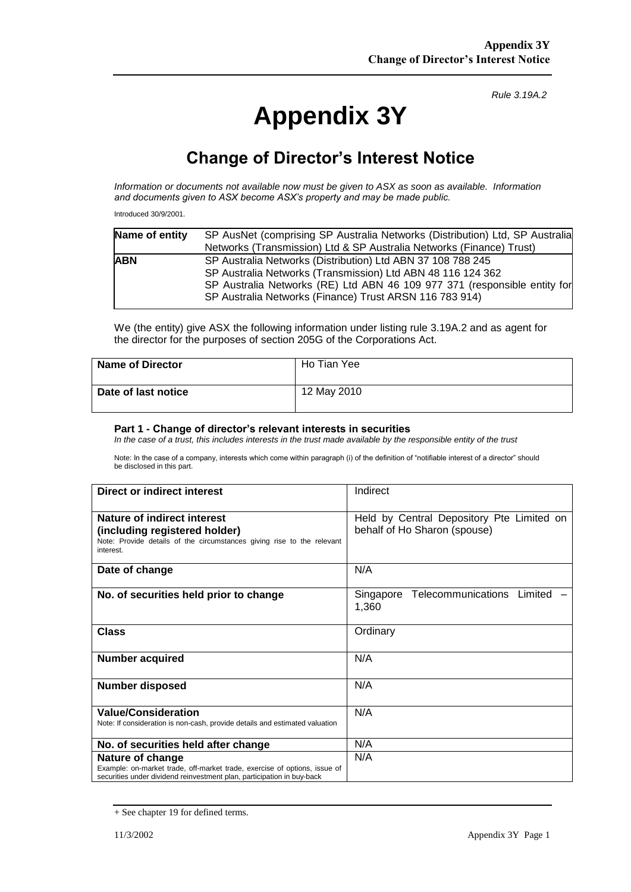*Rule 3.19A.2*

# Appendix 3Y

## Change of Director's Interest Notice

*Information or documents not available now must be given to ASX as soon as available. Information and documents given to ASX become ASX's property and may be made public.*

Introduced 30/9/2001.

| **Name of entity** | SP AusNet (comprising SP Australia Networks (Distribution) Ltd, SP Australia Networks (Transmission) Ltd & SP Australia Networks (Finance) Trust) |
|---|---|
| **ABN** | SP Australia Networks (Distribution) Ltd ABN 37 108 788 245<br>SP Australia Networks (Transmission) Ltd ABN 48 116 124 362<br>SP Australia Networks (RE) Ltd ABN 46 109 977 371 (responsible entity for SP Australia Networks (Finance) Trust ARSN 116 783 914) |

We (the entity) give ASX the following information under listing rule 3.19A.2 and as agent for the director for the purposes of section 205G of the Corporations Act.

| **Name of Director** | Ho Tian Yee |
|---|---|
| **Date of last notice** | 12 May 2010 |

### Part 1 - Change of director's relevant interests in securities

*In the case of a trust, this includes interests in the trust made available by the responsible entity of the trust*

Note: In the case of a company, interests which come within paragraph (i) of the definition of "notifiable interest of a director" should be disclosed in this part.

| **Direct or indirect interest** | Indirect |
|---|---|
| **Nature of indirect interest (including registered holder)**<br>Note: Provide details of the circumstances giving rise to the relevant interest. | Held by Central Depository Pte Limited on behalf of Ho Sharon (spouse) |
| **Date of change** | N/A |
| **No. of securities held prior to change** | Singapore Telecommunications Limited – 1,360 |
| **Class** | Ordinary |
| **Number acquired** | N/A |
| **Number disposed** | N/A |
| **Value/Consideration**<br>Note: If consideration is non-cash, provide details and estimated valuation | N/A |
| **No. of securities held after change** | N/A |
| **Nature of change**<br>Example: on-market trade, off-market trade, exercise of options, issue of securities under dividend reinvestment plan, participation in buy-back | N/A |

+ See chapter 19 for defined terms.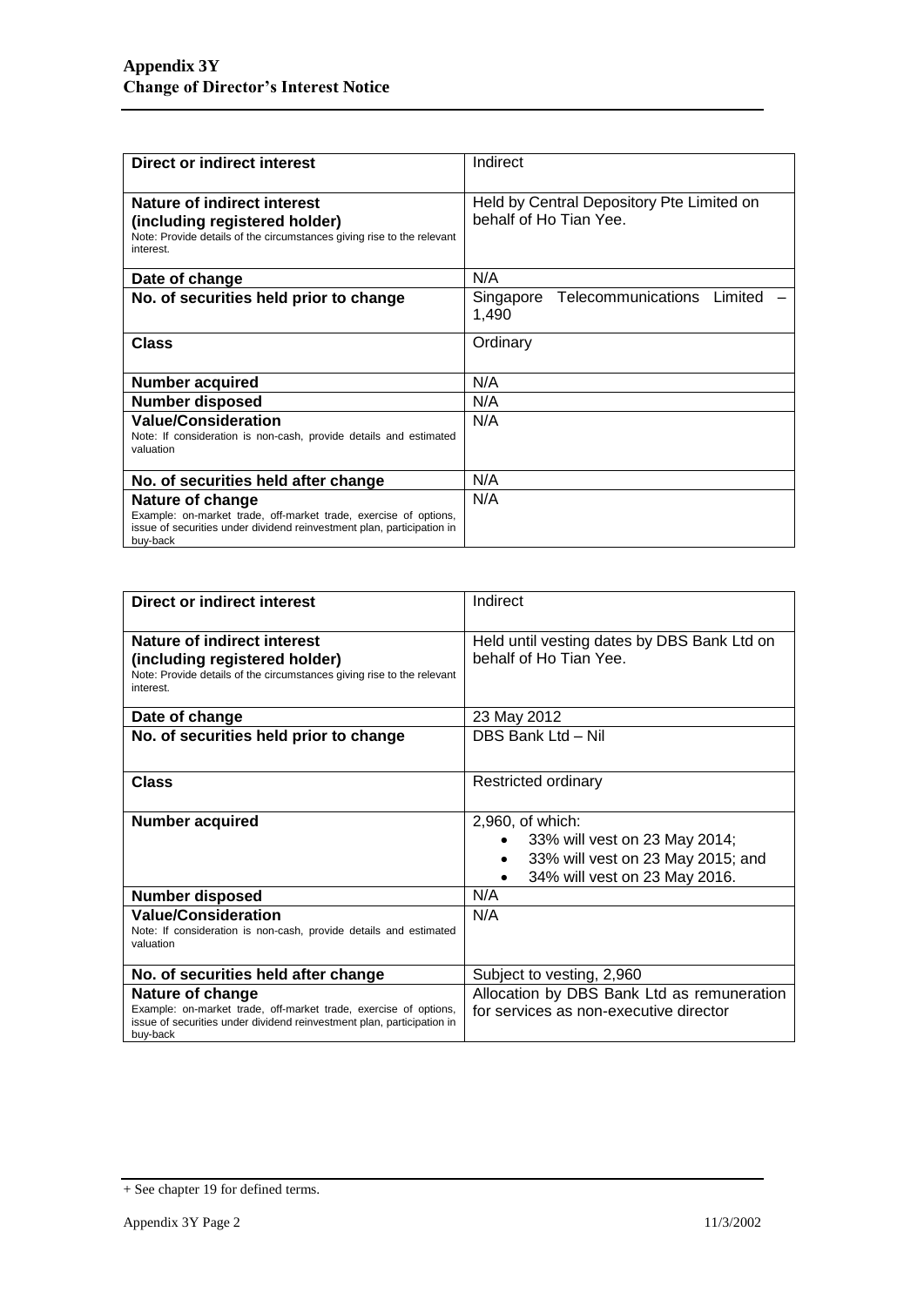| Direct or indirect interest | Indirect |
|---|---|
| **Nature of indirect interest (including registered holder)**<br>Note: Provide details of the circumstances giving rise to the relevant interest. | Held by Central Depository Pte Limited on behalf of Ho Tian Yee. |
| **Date of change** | N/A |
| **No. of securities held prior to change** | Singapore Telecommunications Limited – 1,490 |
| **Class** | Ordinary |
| **Number acquired** | N/A |
| **Number disposed** | N/A |
| **Value/Consideration**<br>Note: If consideration is non-cash, provide details and estimated valuation | N/A |
| **No. of securities held after change** | N/A |
| **Nature of change**<br>Example: on-market trade, off-market trade, exercise of options, issue of securities under dividend reinvestment plan, participation in buy-back | N/A |

| Direct or indirect interest | Indirect |
|---|---|
| **Nature of indirect interest (including registered holder)**<br>Note: Provide details of the circumstances giving rise to the relevant interest. | Held until vesting dates by DBS Bank Ltd on behalf of Ho Tian Yee. |
| **Date of change** | 23 May 2012 |
| **No. of securities held prior to change** | DBS Bank Ltd – Nil |
| **Class** | Restricted ordinary |
| **Number acquired** | 2,960, of which:<br>• 33% will vest on 23 May 2014;<br>• 33% will vest on 23 May 2015; and<br>• 34% will vest on 23 May 2016. |
| **Number disposed** | N/A |
| **Value/Consideration**<br>Note: If consideration is non-cash, provide details and estimated valuation | N/A |
| **No. of securities held after change** | Subject to vesting, 2,960 |
| **Nature of change**<br>Example: on-market trade, off-market trade, exercise of options, issue of securities under dividend reinvestment plan, participation in buy-back | Allocation by DBS Bank Ltd as remuneration for services as non-executive director |

+ See chapter 19 for defined terms.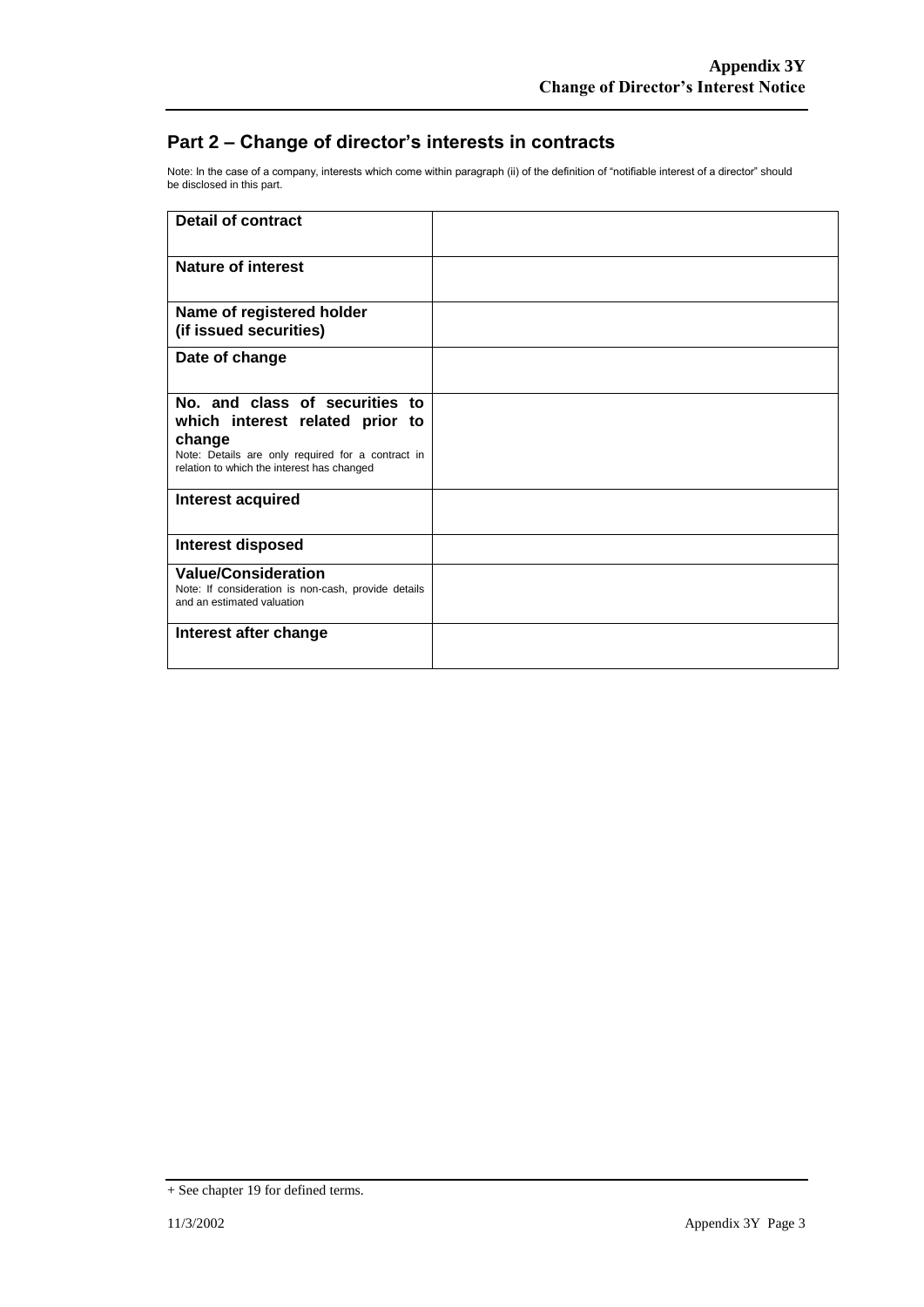## Part 2 – Change of director's interests in contracts

Note: In the case of a company, interests which come within paragraph (ii) of the definition of "notifiable interest of a director" should be disclosed in this part.

| | |
|---|---|
| **Detail of contract** | |
| **Nature of interest** | |
| **Name of registered holder (if issued securities)** | |
| **Date of change** | |
| **No. and class of securities to which interest related prior to change**<br>Note: Details are only required for a contract in relation to which the interest has changed | |
| **Interest acquired** | |
| **Interest disposed** | |
| **Value/Consideration**<br>Note: If consideration is non-cash, provide details and an estimated valuation | |
| **Interest after change** | |

+ See chapter 19 for defined terms.